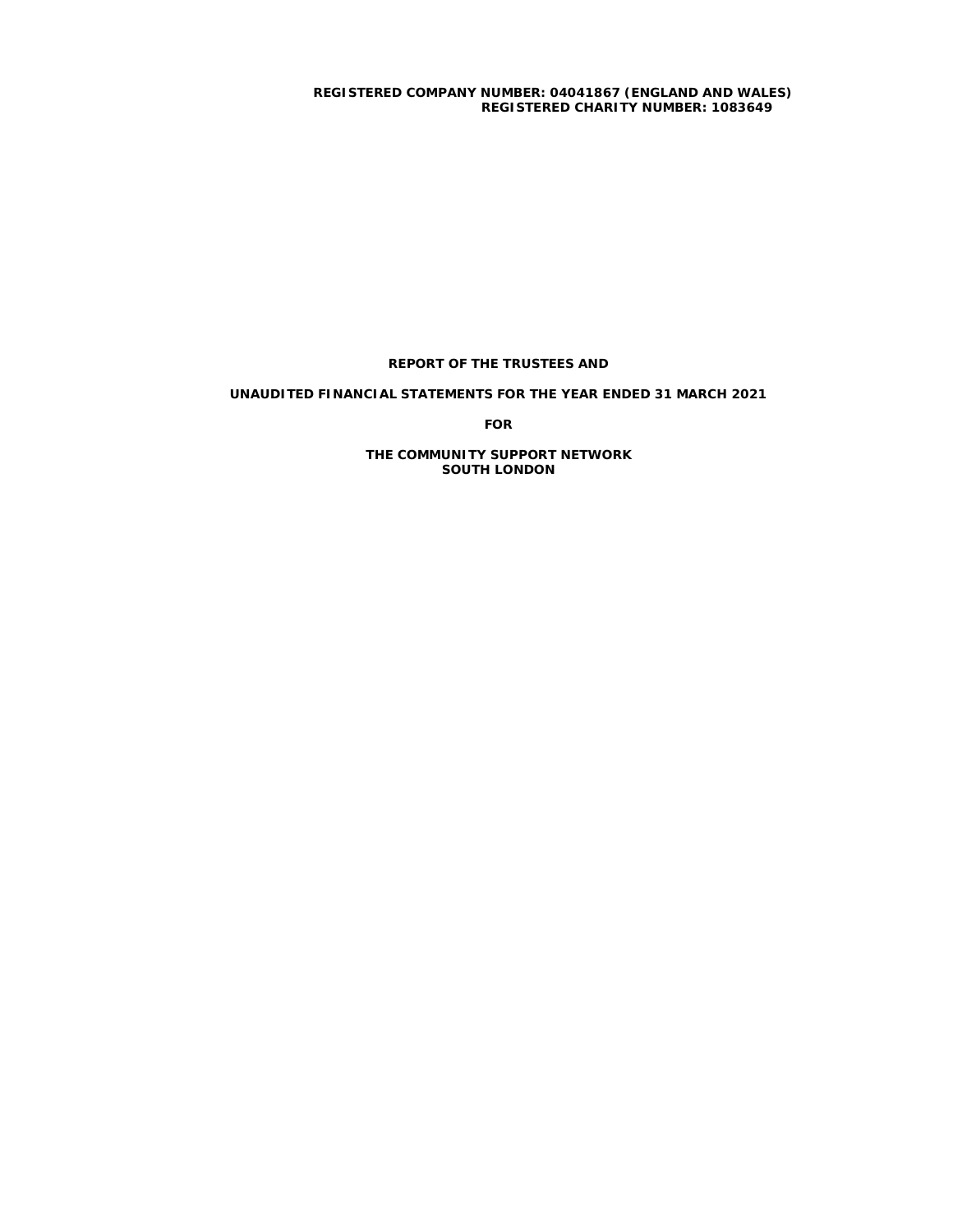**REGISTERED COMPANY NUMBER: 04041867 (ENGLAND AND WALES)**
**REGISTERED CHARITY NUMBER: 1083649**

# REPORT OF THE TRUSTEES AND

# UNAUDITED FINANCIAL STATEMENTS FOR THE YEAR ENDED 31 MARCH 2021

**FOR**

# THE COMMUNITY SUPPORT NETWORK SOUTH LONDON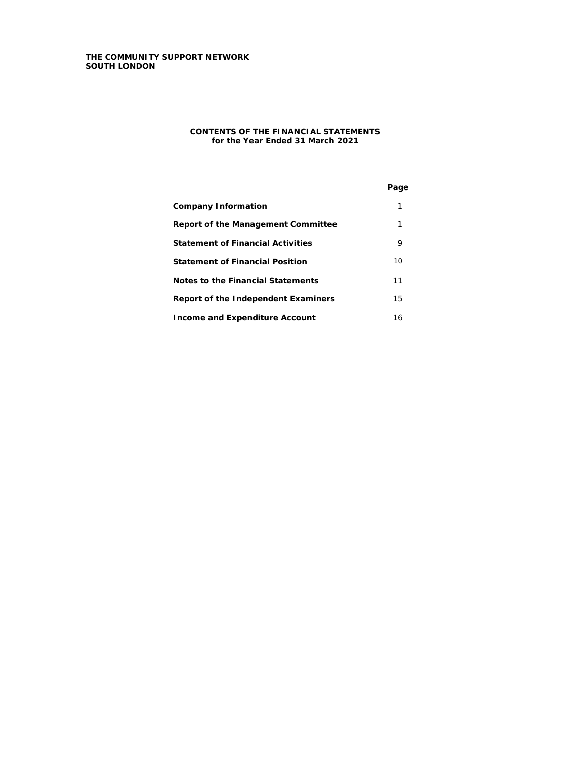**THE COMMUNITY SUPPORT NETWORK**
**SOUTH LONDON**

## CONTENTS OF THE FINANCIAL STATEMENTS
### for the Year Ended 31 March 2021

| | Page |
|---|---|
| **Company Information** | 1 |
| **Report of the Management Committee** | 1 |
| **Statement of Financial Activities** | 9 |
| **Statement of Financial Position** | 10 |
| **Notes to the Financial Statements** | 11 |
| **Report of the Independent Examiners** | 15 |
| **Income and Expenditure Account** | 16 |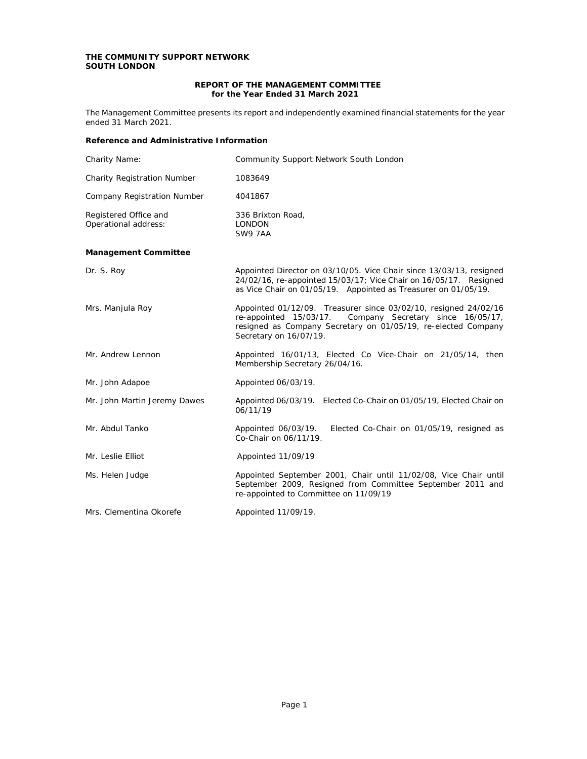**THE COMMUNITY SUPPORT NETWORK**
**SOUTH LONDON**

## REPORT OF THE MANAGEMENT COMMITTEE
### for the Year Ended 31 March 2021

The Management Committee presents its report and independently examined financial statements for the year ended 31 March 2021.

### Reference and Administrative Information

| | |
|---|---|
| Charity Name: | Community Support Network South London |
| Charity Registration Number | 1083649 |
| Company Registration Number | 4041867 |
| Registered Office and Operational address: | 336 Brixton Road, LONDON SW9 7AA |

### Management Committee

| | |
|---|---|
| Dr. S. Roy | Appointed Director on 03/10/05. Vice Chair since 13/03/13, resigned 24/02/16, re-appointed 15/03/17; Vice Chair on 16/05/17. Resigned as Vice Chair on 01/05/19. Appointed as Treasurer on 01/05/19. |
| Mrs. Manjula Roy | Appointed 01/12/09. Treasurer since 03/02/10, resigned 24/02/16 re-appointed 15/03/17. Company Secretary since 16/05/17, resigned as Company Secretary on 01/05/19, re-elected Company Secretary on 16/07/19. |
| Mr. Andrew Lennon | Appointed 16/01/13, Elected Co Vice-Chair on 21/05/14, then Membership Secretary 26/04/16. |
| Mr. John Adapoe | Appointed 06/03/19. |
| Mr. John Martin Jeremy Dawes | Appointed 06/03/19. Elected Co-Chair on 01/05/19, Elected Chair on 06/11/19 |
| Mr. Abdul Tanko | Appointed 06/03/19. Elected Co-Chair on 01/05/19, resigned as Co-Chair on 06/11/19. |
| Mr. Leslie Elliot | Appointed 11/09/19 |
| Ms. Helen Judge | Appointed September 2001, Chair until 11/02/08, Vice Chair until September 2009, Resigned from Committee September 2011 and re-appointed to Committee on 11/09/19 |
| Mrs. Clementina Okorefe | Appointed 11/09/19. |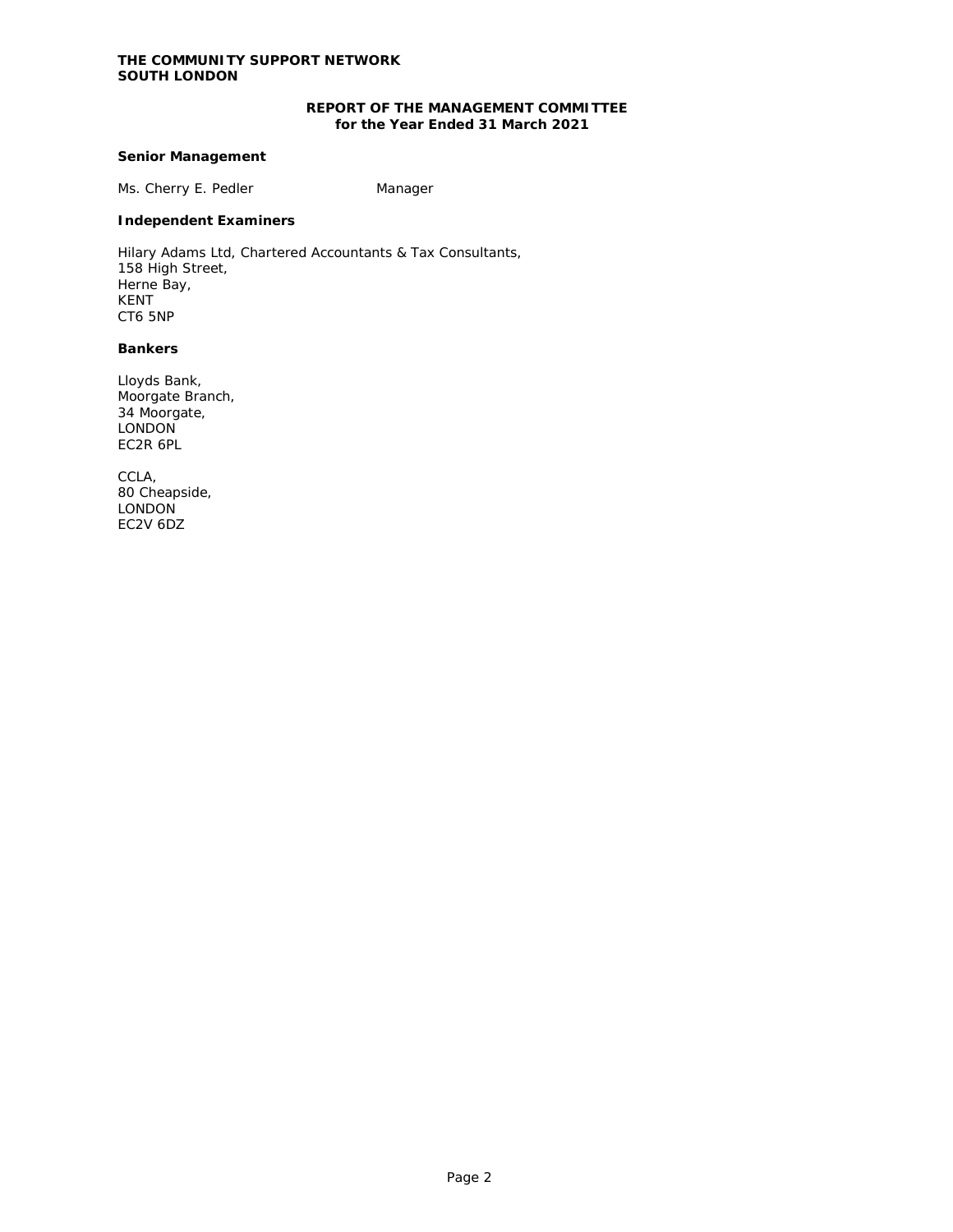**THE COMMUNITY SUPPORT NETWORK**
**SOUTH LONDON**

## REPORT OF THE MANAGEMENT COMMITTEE
### for the Year Ended 31 March 2021

**Senior Management**

Ms. Cherry E. Pedler Manager

**Independent Examiners**

Hilary Adams Ltd, Chartered Accountants & Tax Consultants,
158 High Street,
Herne Bay,
KENT
CT6 5NP

**Bankers**

Lloyds Bank,
Moorgate Branch,
34 Moorgate,
LONDON
EC2R 6PL

CCLA,
80 Cheapside,
LONDON
EC2V 6DZ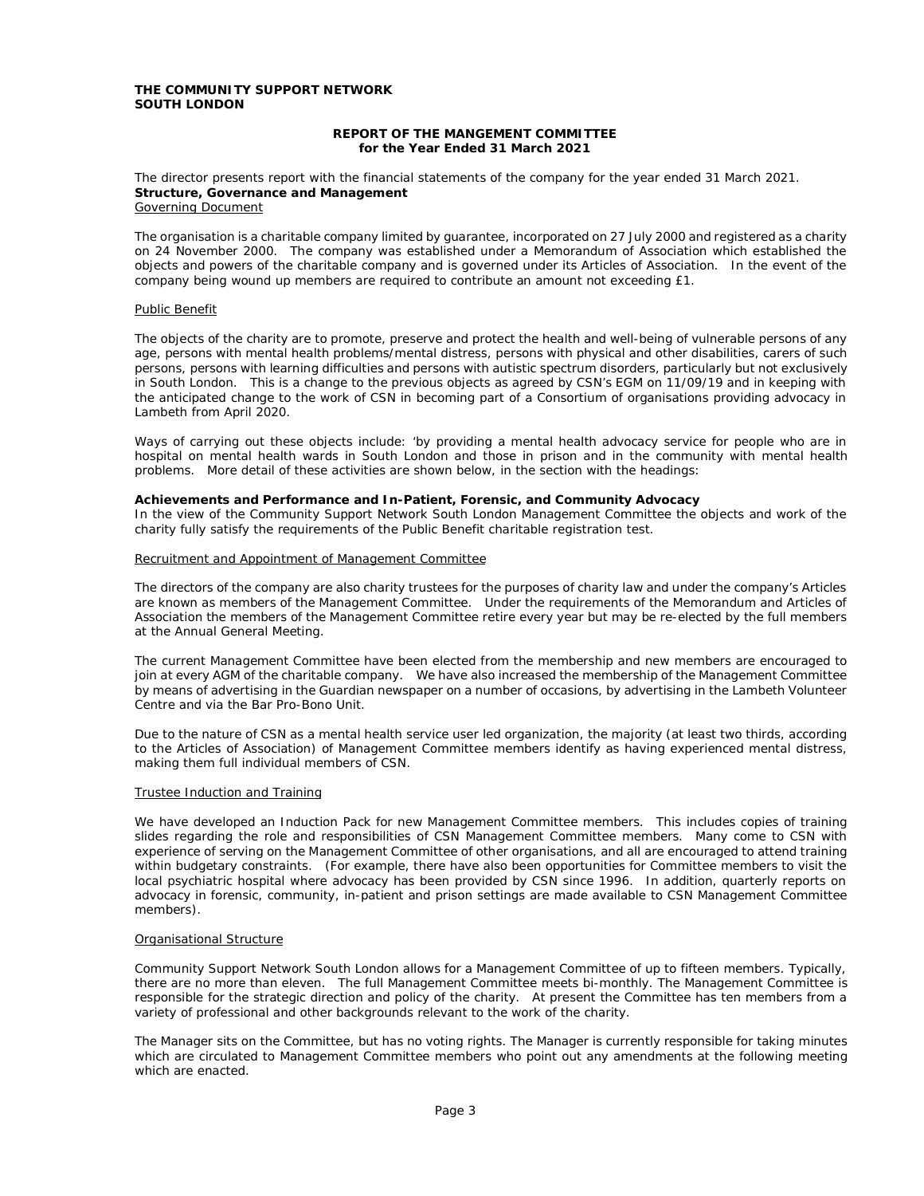**THE COMMUNITY SUPPORT NETWORK**
**SOUTH LONDON**

**REPORT OF THE MANGEMENT COMMITTEE**
**for the Year Ended 31 March 2021**

The director presents report with the financial statements of the company for the year ended 31 March 2021.

**Structure, Governance and Management**

Governing Document

The organisation is a charitable company limited by guarantee, incorporated on 27 July 2000 and registered as a charity on 24 November 2000. The company was established under a Memorandum of Association which established the objects and powers of the charitable company and is governed under its Articles of Association. In the event of the company being wound up members are required to contribute an amount not exceeding £1.

Public Benefit

The objects of the charity are to promote, preserve and protect the health and well-being of vulnerable persons of any age, persons with mental health problems/mental distress, persons with physical and other disabilities, carers of such persons, persons with learning difficulties and persons with autistic spectrum disorders, particularly but not exclusively in South London. This is a change to the previous objects as agreed by CSN's EGM on 11/09/19 and in keeping with the anticipated change to the work of CSN in becoming part of a Consortium of organisations providing advocacy in Lambeth from April 2020.

Ways of carrying out these objects include: 'by providing a mental health advocacy service for people who are in hospital on mental health wards in South London and those in prison and in the community with mental health problems. More detail of these activities are shown below, in the section with the headings:

**Achievements and Performance and In-Patient, Forensic, and Community Advocacy**

In the view of the Community Support Network South London Management Committee the objects and work of the charity fully satisfy the requirements of the Public Benefit charitable registration test.

Recruitment and Appointment of Management Committee

The directors of the company are also charity trustees for the purposes of charity law and under the company's Articles are known as members of the Management Committee. Under the requirements of the Memorandum and Articles of Association the members of the Management Committee retire every year but may be re-elected by the full members at the Annual General Meeting.

The current Management Committee have been elected from the membership and new members are encouraged to join at every AGM of the charitable company. We have also increased the membership of the Management Committee by means of advertising in the Guardian newspaper on a number of occasions, by advertising in the Lambeth Volunteer Centre and via the Bar Pro-Bono Unit.

Due to the nature of CSN as a mental health service user led organization, the majority (at least two thirds, according to the Articles of Association) of Management Committee members identify as having experienced mental distress, making them full individual members of CSN.

Trustee Induction and Training

We have developed an Induction Pack for new Management Committee members. This includes copies of training slides regarding the role and responsibilities of CSN Management Committee members. Many come to CSN with experience of serving on the Management Committee of other organisations, and all are encouraged to attend training within budgetary constraints. (For example, there have also been opportunities for Committee members to visit the local psychiatric hospital where advocacy has been provided by CSN since 1996. In addition, quarterly reports on advocacy in forensic, community, in-patient and prison settings are made available to CSN Management Committee members).

Organisational Structure

Community Support Network South London allows for a Management Committee of up to fifteen members. Typically, there are no more than eleven. The full Management Committee meets bi-monthly. The Management Committee is responsible for the strategic direction and policy of the charity. At present the Committee has ten members from a variety of professional and other backgrounds relevant to the work of the charity.

The Manager sits on the Committee, but has no voting rights. The Manager is currently responsible for taking minutes which are circulated to Management Committee members who point out any amendments at the following meeting which are enacted.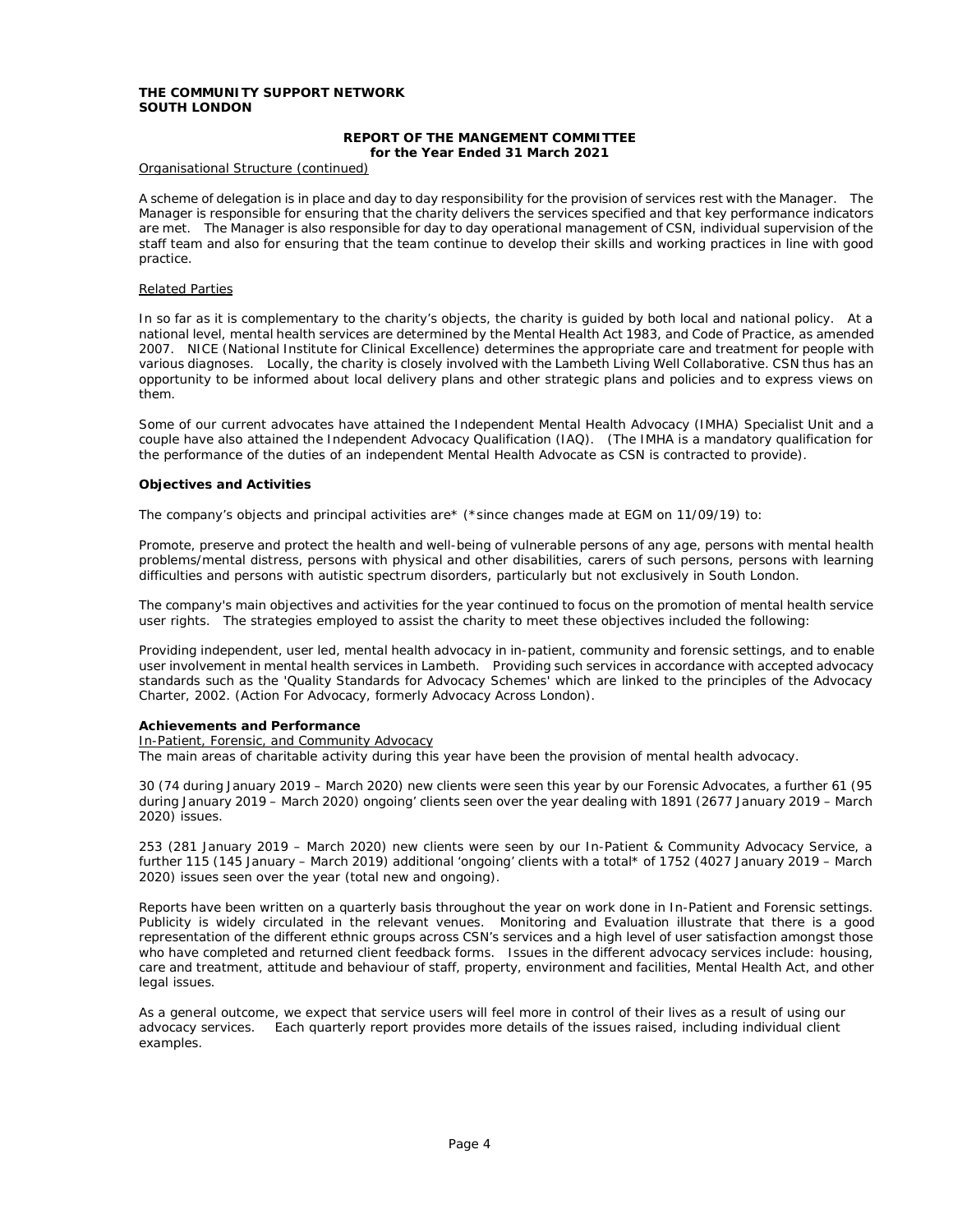**THE COMMUNITY SUPPORT NETWORK**
**SOUTH LONDON**

**REPORT OF THE MANGEMENT COMMITTEE**
**for the Year Ended 31 March 2021**

Organisational Structure (continued)

A scheme of delegation is in place and day to day responsibility for the provision of services rest with the Manager. The Manager is responsible for ensuring that the charity delivers the services specified and that key performance indicators are met. The Manager is also responsible for day to day operational management of CSN, individual supervision of the staff team and also for ensuring that the team continue to develop their skills and working practices in line with good practice.

Related Parties

In so far as it is complementary to the charity's objects, the charity is guided by both local and national policy. At a national level, mental health services are determined by the Mental Health Act 1983, and Code of Practice, as amended 2007. NICE (National Institute for Clinical Excellence) determines the appropriate care and treatment for people with various diagnoses. Locally, the charity is closely involved with the Lambeth Living Well Collaborative. CSN thus has an opportunity to be informed about local delivery plans and other strategic plans and policies and to express views on them.

Some of our current advocates have attained the Independent Mental Health Advocacy (IMHA) Specialist Unit and a couple have also attained the Independent Advocacy Qualification (IAQ). (The IMHA is a mandatory qualification for the performance of the duties of an independent Mental Health Advocate as CSN is contracted to provide).

**Objectives and Activities**

The company's objects and principal activities are* (*since changes made at EGM on 11/09/19) to:

Promote, preserve and protect the health and well-being of vulnerable persons of any age, persons with mental health problems/mental distress, persons with physical and other disabilities, carers of such persons, persons with learning difficulties and persons with autistic spectrum disorders, particularly but not exclusively in South London.

The company's main objectives and activities for the year continued to focus on the promotion of mental health service user rights. The strategies employed to assist the charity to meet these objectives included the following:

Providing independent, user led, mental health advocacy in in-patient, community and forensic settings, and to enable user involvement in mental health services in Lambeth. Providing such services in accordance with accepted advocacy standards such as the 'Quality Standards for Advocacy Schemes' which are linked to the principles of the Advocacy Charter, 2002. (Action For Advocacy, formerly Advocacy Across London).

**Achievements and Performance**

In-Patient, Forensic, and Community Advocacy

The main areas of charitable activity during this year have been the provision of mental health advocacy.

30 (74 during January 2019 – March 2020) new clients were seen this year by our Forensic Advocates, a further 61 (95 during January 2019 – March 2020) ongoing' clients seen over the year dealing with 1891 (2677 January 2019 – March 2020) issues.

253 (281 January 2019 – March 2020) new clients were seen by our In-Patient & Community Advocacy Service, a further 115 (145 January – March 2019) additional 'ongoing' clients with a total* of 1752 (4027 January 2019 – March 2020) issues seen over the year (total new and ongoing).

Reports have been written on a quarterly basis throughout the year on work done in In-Patient and Forensic settings. Publicity is widely circulated in the relevant venues. Monitoring and Evaluation illustrate that there is a good representation of the different ethnic groups across CSN's services and a high level of user satisfaction amongst those who have completed and returned client feedback forms. Issues in the different advocacy services include: housing, care and treatment, attitude and behaviour of staff, property, environment and facilities, Mental Health Act, and other legal issues.

As a general outcome, we expect that service users will feel more in control of their lives as a result of using our advocacy services. Each quarterly report provides more details of the issues raised, including individual client examples.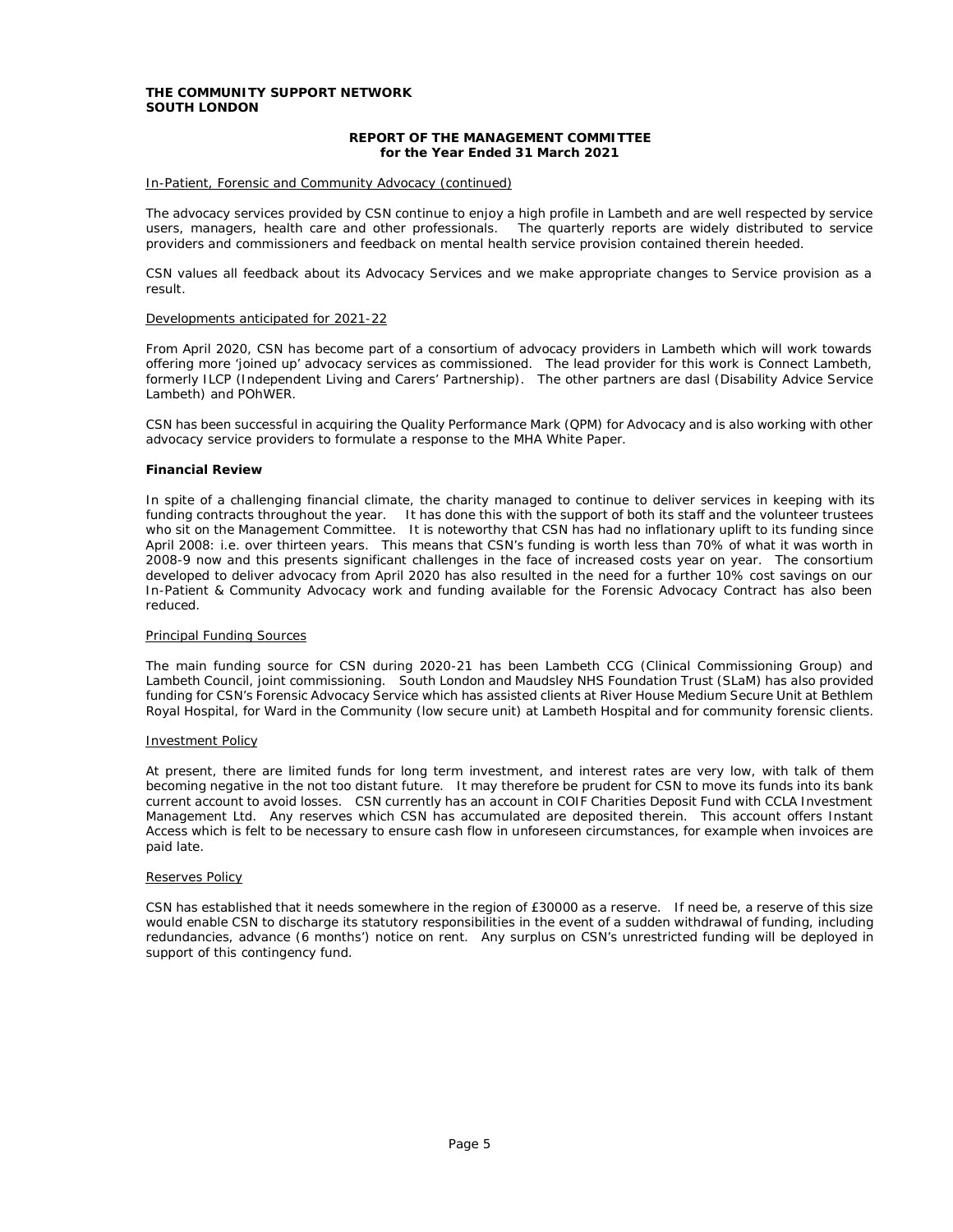In-Patient, Forensic and Community Advocacy (continued)

The advocacy services provided by CSN continue to enjoy a high profile in Lambeth and are well respected by service users, managers, health care and other professionals. The quarterly reports are widely distributed to service providers and commissioners and feedback on mental health service provision contained therein heeded.

CSN values all feedback about its Advocacy Services and we make appropriate changes to Service provision as a result.

Developments anticipated for 2021-22

From April 2020, CSN has become part of a consortium of advocacy providers in Lambeth which will work towards offering more 'joined up' advocacy services as commissioned. The lead provider for this work is Connect Lambeth, formerly ILCP (Independent Living and Carers' Partnership). The other partners are dasl (Disability Advice Service Lambeth) and POhWER.

CSN has been successful in acquiring the Quality Performance Mark (QPM) for Advocacy and is also working with other advocacy service providers to formulate a response to the MHA White Paper.

**Financial Review**

In spite of a challenging financial climate, the charity managed to continue to deliver services in keeping with its funding contracts throughout the year. It has done this with the support of both its staff and the volunteer trustees who sit on the Management Committee. It is noteworthy that CSN has had no inflationary uplift to its funding since April 2008: i.e. over thirteen years. This means that CSN's funding is worth less than 70% of what it was worth in 2008-9 now and this presents significant challenges in the face of increased costs year on year. The consortium developed to deliver advocacy from April 2020 has also resulted in the need for a further 10% cost savings on our In-Patient & Community Advocacy work and funding available for the Forensic Advocacy Contract has also been reduced.

Principal Funding Sources

The main funding source for CSN during 2020-21 has been Lambeth CCG (Clinical Commissioning Group) and Lambeth Council, joint commissioning. South London and Maudsley NHS Foundation Trust (SLaM) has also provided funding for CSN's Forensic Advocacy Service which has assisted clients at River House Medium Secure Unit at Bethlem Royal Hospital, for Ward in the Community (low secure unit) at Lambeth Hospital and for community forensic clients.

Investment Policy

At present, there are limited funds for long term investment, and interest rates are very low, with talk of them becoming negative in the not too distant future. It may therefore be prudent for CSN to move its funds into its bank current account to avoid losses. CSN currently has an account in COIF Charities Deposit Fund with CCLA Investment Management Ltd. Any reserves which CSN has accumulated are deposited therein. This account offers Instant Access which is felt to be necessary to ensure cash flow in unforeseen circumstances, for example when invoices are paid late.

Reserves Policy

CSN has established that it needs somewhere in the region of £30000 as a reserve. If need be, a reserve of this size would enable CSN to discharge its statutory responsibilities in the event of a sudden withdrawal of funding, including redundancies, advance (6 months') notice on rent. Any surplus on CSN's unrestricted funding will be deployed in support of this contingency fund.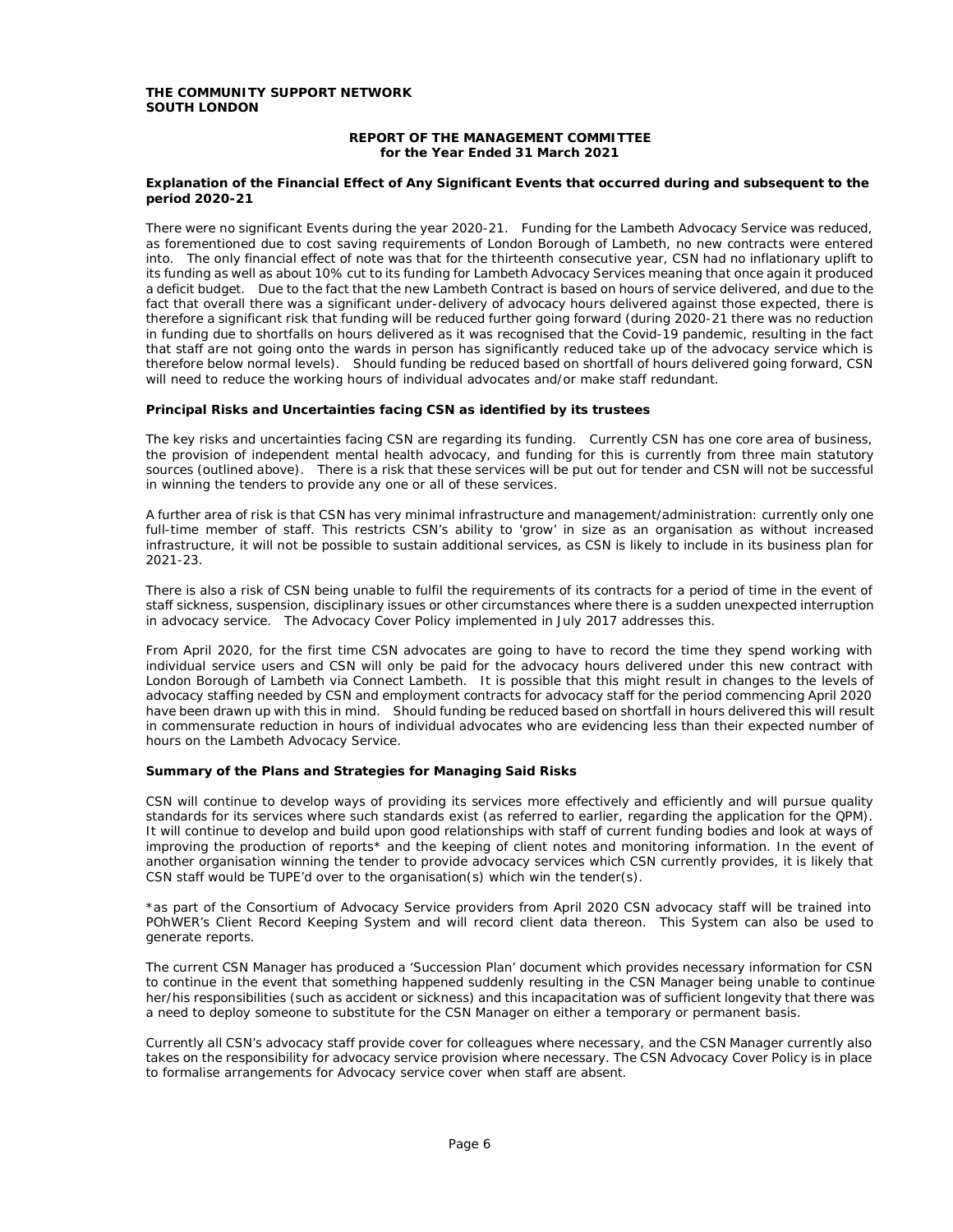**THE COMMUNITY SUPPORT NETWORK**
**SOUTH LONDON**

**REPORT OF THE MANAGEMENT COMMITTEE**
**for the Year Ended 31 March 2021**

**Explanation of the Financial Effect of Any Significant Events that occurred during and subsequent to the period 2020-21**

There were no significant Events during the year 2020-21. Funding for the Lambeth Advocacy Service was reduced, as forementioned due to cost saving requirements of London Borough of Lambeth, no new contracts were entered into. The only financial effect of note was that for the thirteenth consecutive year, CSN had no inflationary uplift to its funding as well as about 10% cut to its funding for Lambeth Advocacy Services meaning that once again it produced a deficit budget. Due to the fact that the new Lambeth Contract is based on hours of service delivered, and due to the fact that overall there was a significant under-delivery of advocacy hours delivered against those expected, there is therefore a significant risk that funding will be reduced further going forward (during 2020-21 there was no reduction in funding due to shortfalls on hours delivered as it was recognised that the Covid-19 pandemic, resulting in the fact that staff are not going onto the wards in person has significantly reduced take up of the advocacy service which is therefore below normal levels). Should funding be reduced based on shortfall of hours delivered going forward, CSN will need to reduce the working hours of individual advocates and/or make staff redundant.

**Principal Risks and Uncertainties facing CSN as identified by its trustees**

The key risks and uncertainties facing CSN are regarding its funding. Currently CSN has one core area of business, the provision of independent mental health advocacy, and funding for this is currently from three main statutory sources (outlined above). There is a risk that these services will be put out for tender and CSN will not be successful in winning the tenders to provide any one or all of these services.

A further area of risk is that CSN has very minimal infrastructure and management/administration: currently only one full-time member of staff. This restricts CSN's ability to 'grow' in size as an organisation as without increased infrastructure, it will not be possible to sustain additional services, as CSN is likely to include in its business plan for 2021-23.

There is also a risk of CSN being unable to fulfil the requirements of its contracts for a period of time in the event of staff sickness, suspension, disciplinary issues or other circumstances where there is a sudden unexpected interruption in advocacy service. The Advocacy Cover Policy implemented in July 2017 addresses this.

From April 2020, for the first time CSN advocates are going to have to record the time they spend working with individual service users and CSN will only be paid for the advocacy hours delivered under this new contract with London Borough of Lambeth via Connect Lambeth. It is possible that this might result in changes to the levels of advocacy staffing needed by CSN and employment contracts for advocacy staff for the period commencing April 2020 have been drawn up with this in mind. Should funding be reduced based on shortfall in hours delivered this will result in commensurate reduction in hours of individual advocates who are evidencing less than their expected number of hours on the Lambeth Advocacy Service.

**Summary of the Plans and Strategies for Managing Said Risks**

CSN will continue to develop ways of providing its services more effectively and efficiently and will pursue quality standards for its services where such standards exist (as referred to earlier, regarding the application for the QPM). It will continue to develop and build upon good relationships with staff of current funding bodies and look at ways of improving the production of reports* and the keeping of client notes and monitoring information. In the event of another organisation winning the tender to provide advocacy services which CSN currently provides, it is likely that CSN staff would be TUPE'd over to the organisation(s) which win the tender(s).

*as part of the Consortium of Advocacy Service providers from April 2020 CSN advocacy staff will be trained into POhWER's Client Record Keeping System and will record client data thereon. This System can also be used to generate reports.

The current CSN Manager has produced a 'Succession Plan' document which provides necessary information for CSN to continue in the event that something happened suddenly resulting in the CSN Manager being unable to continue her/his responsibilities (such as accident or sickness) and this incapacitation was of sufficient longevity that there was a need to deploy someone to substitute for the CSN Manager on either a temporary or permanent basis.

Currently all CSN's advocacy staff provide cover for colleagues where necessary, and the CSN Manager currently also takes on the responsibility for advocacy service provision where necessary. The CSN Advocacy Cover Policy is in place to formalise arrangements for Advocacy service cover when staff are absent.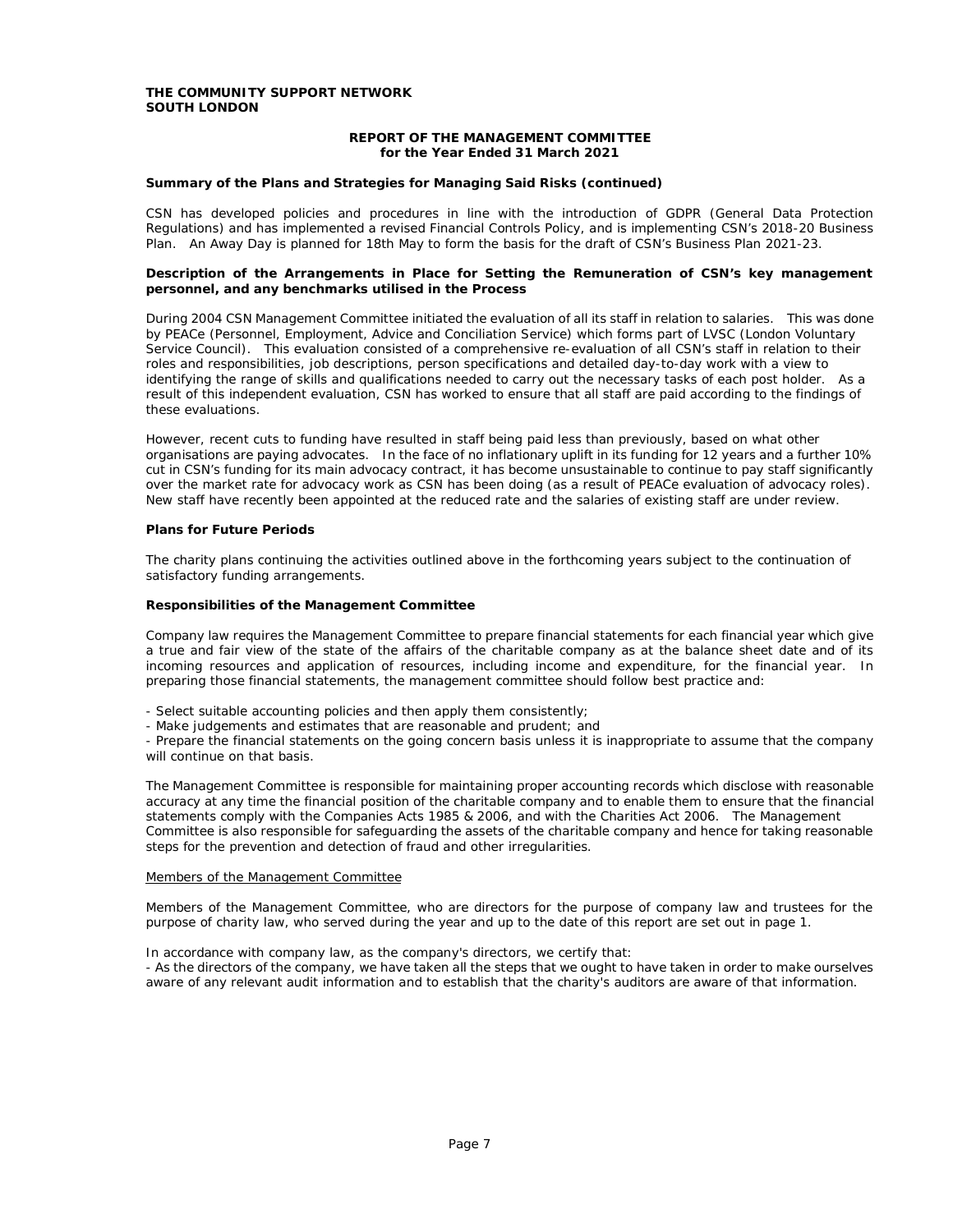## Summary of the Plans and Strategies for Managing Said Risks (continued)

CSN has developed policies and procedures in line with the introduction of GDPR (General Data Protection Regulations) and has implemented a revised Financial Controls Policy, and is implementing CSN's 2018-20 Business Plan. An Away Day is planned for 18th May to form the basis for the draft of CSN's Business Plan 2021-23.

## Description of the Arrangements in Place for Setting the Remuneration of CSN's key management personnel, and any benchmarks utilised in the Process

During 2004 CSN Management Committee initiated the evaluation of all its staff in relation to salaries. This was done by PEACe (Personnel, Employment, Advice and Conciliation Service) which forms part of LVSC (London Voluntary Service Council). This evaluation consisted of a comprehensive re-evaluation of all CSN's staff in relation to their roles and responsibilities, job descriptions, person specifications and detailed day-to-day work with a view to identifying the range of skills and qualifications needed to carry out the necessary tasks of each post holder. As a result of this independent evaluation, CSN has worked to ensure that all staff are paid according to the findings of these evaluations.

However, recent cuts to funding have resulted in staff being paid less than previously, based on what other organisations are paying advocates. In the face of no inflationary uplift in its funding for 12 years and a further 10% cut in CSN's funding for its main advocacy contract, it has become unsustainable to continue to pay staff significantly over the market rate for advocacy work as CSN has been doing (as a result of PEACe evaluation of advocacy roles). New staff have recently been appointed at the reduced rate and the salaries of existing staff are under review.

## Plans for Future Periods

The charity plans continuing the activities outlined above in the forthcoming years subject to the continuation of satisfactory funding arrangements.

## Responsibilities of the Management Committee

Company law requires the Management Committee to prepare financial statements for each financial year which give a true and fair view of the state of the affairs of the charitable company as at the balance sheet date and of its incoming resources and application of resources, including income and expenditure, for the financial year. In preparing those financial statements, the management committee should follow best practice and:

- Select suitable accounting policies and then apply them consistently;
- Make judgements and estimates that are reasonable and prudent; and
- Prepare the financial statements on the going concern basis unless it is inappropriate to assume that the company will continue on that basis.

The Management Committee is responsible for maintaining proper accounting records which disclose with reasonable accuracy at any time the financial position of the charitable company and to enable them to ensure that the financial statements comply with the Companies Acts 1985 & 2006, and with the Charities Act 2006. The Management Committee is also responsible for safeguarding the assets of the charitable company and hence for taking reasonable steps for the prevention and detection of fraud and other irregularities.

Members of the Management Committee

Members of the Management Committee, who are directors for the purpose of company law and trustees for the purpose of charity law, who served during the year and up to the date of this report are set out in page 1.

In accordance with company law, as the company's directors, we certify that:
- As the directors of the company, we have taken all the steps that we ought to have taken in order to make ourselves aware of any relevant audit information and to establish that the charity's auditors are aware of that information.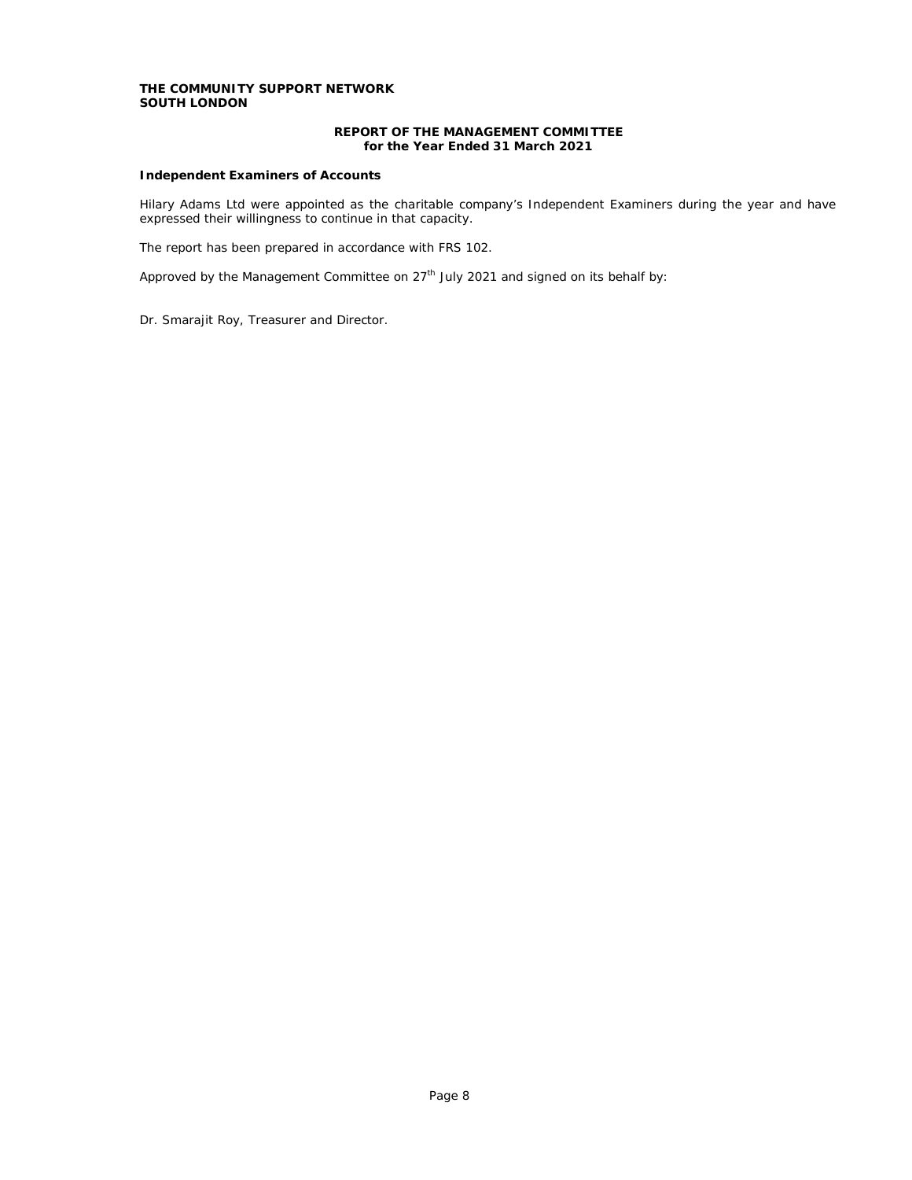**THE COMMUNITY SUPPORT NETWORK**
**SOUTH LONDON**

**REPORT OF THE MANAGEMENT COMMITTEE**
**for the Year Ended 31 March 2021**

**Independent Examiners of Accounts**

Hilary Adams Ltd were appointed as the charitable company's Independent Examiners during the year and have expressed their willingness to continue in that capacity.

The report has been prepared in accordance with FRS 102.

Approved by the Management Committee on 27th July 2021 and signed on its behalf by:

Dr. Smarajit Roy, Treasurer and Director.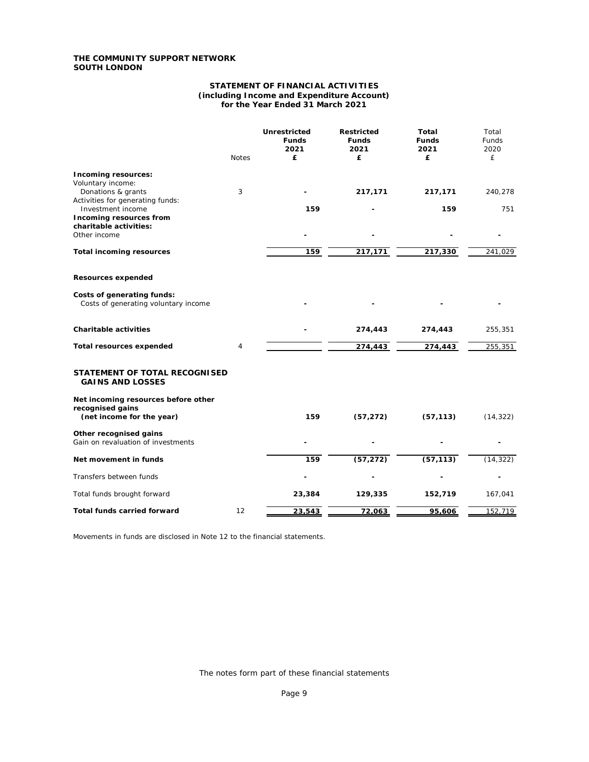**THE COMMUNITY SUPPORT NETWORK**
**SOUTH LONDON**

## STATEMENT OF FINANCIAL ACTIVITIES
### (including Income and Expenditure Account)
### for the Year Ended 31 March 2021

| | Notes | Unrestricted Funds 2021 £ | Restricted Funds 2021 £ | Total Funds 2021 £ | Total Funds 2020 £ |
|---|---|---|---|---|---|
| **Incoming resources:** | | | | | |
| Voluntary income: | | | | | |
| Donations & grants | 3 | - | 217,171 | 217,171 | 240,278 |
| Activities for generating funds: | | | | | |
| Investment income | | 159 | - | 159 | 751 |
| **Incoming resources from charitable activities:** | | | | | |
| Other income | | - | - | - | - |
| **Total incoming resources** | | 159 | 217,171 | 217,330 | 241,029 |
| **Resources expended** | | | | | |
| **Costs of generating funds:** | | | | | |
| Costs of generating voluntary income | | - | - | - | - |
| **Charitable activities** | | - | 274,443 | 274,443 | 255,351 |
| **Total resources expended** | 4 | | 274,443 | 274,443 | 255,351 |
| **STATEMENT OF TOTAL RECOGNISED GAINS AND LOSSES** | | | | | |
| **Net incoming resources before other recognised gains (net income for the year)** | | 159 | (57,272) | (57,113) | (14,322) |
| **Other recognised gains** | | | | | |
| Gain on revaluation of investments | | - | - | - | - |
| **Net movement in funds** | | 159 | (57,272) | (57,113) | (14,322) |
| Transfers between funds | | - | - | - | - |
| Total funds brought forward | | 23,384 | 129,335 | 152,719 | 167,041 |
| **Total funds carried forward** | 12 | 23,543 | 72,063 | 95,606 | 152,719 |

Movements in funds are disclosed in Note 12 to the financial statements.

The notes form part of these financial statements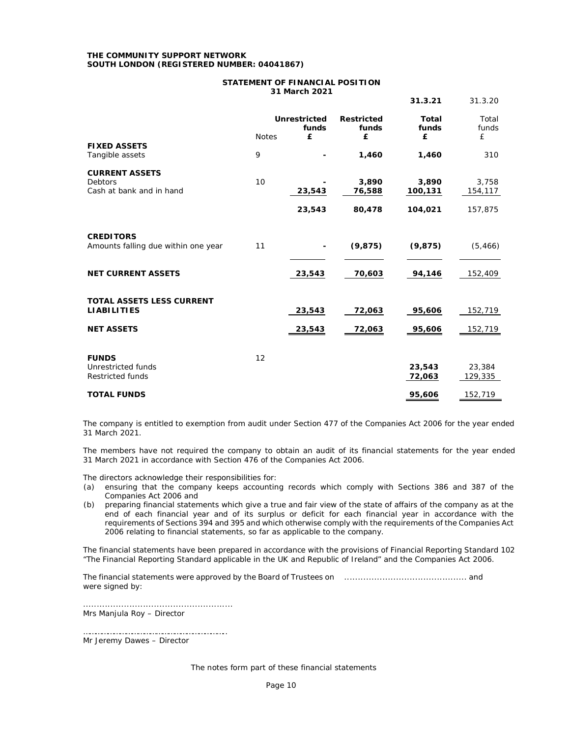**THE COMMUNITY SUPPORT NETWORK**
**SOUTH LONDON (REGISTERED NUMBER: 04041867)**

## STATEMENT OF FINANCIAL POSITION
**31 March 2021**

| | Notes | Unrestricted funds £ | Restricted funds £ | 31.3.21 Total funds £ | 31.3.20 Total funds £ |
|---|---|---|---|---|---|
| **FIXED ASSETS** | | | | | |
| Tangible assets | 9 | - | 1,460 | 1,460 | 310 |
| **CURRENT ASSETS** | | | | | |
| Debtors | 10 | - | 3,890 | 3,890 | 3,758 |
| Cash at bank and in hand | | 23,543 | 76,588 | 100,131 | 154,117 |
| | | 23,543 | 80,478 | 104,021 | 157,875 |
| **CREDITORS** | | | | | |
| Amounts falling due within one year | 11 | - | (9,875) | (9,875) | (5,466) |
| **NET CURRENT ASSETS** | | 23,543 | 70,603 | 94,146 | 152,409 |
| **TOTAL ASSETS LESS CURRENT LIABILITIES** | | 23,543 | 72,063 | 95,606 | 152,719 |
| **NET ASSETS** | | 23,543 | 72,063 | 95,606 | 152,719 |
| **FUNDS** | 12 | | | | |
| Unrestricted funds | | | | 23,543 | 23,384 |
| Restricted funds | | | | 72,063 | 129,335 |
| **TOTAL FUNDS** | | | | 95,606 | 152,719 |

The company is entitled to exemption from audit under Section 477 of the Companies Act 2006 for the year ended 31 March 2021.

The members have not required the company to obtain an audit of its financial statements for the year ended 31 March 2021 in accordance with Section 476 of the Companies Act 2006.

The directors acknowledge their responsibilities for:

(a) ensuring that the company keeps accounting records which comply with Sections 386 and 387 of the Companies Act 2006 and

(b) preparing financial statements which give a true and fair view of the state of affairs of the company as at the end of each financial year and of its surplus or deficit for each financial year in accordance with the requirements of Sections 394 and 395 and which otherwise comply with the requirements of the Companies Act 2006 relating to financial statements, so far as applicable to the company.

The financial statements have been prepared in accordance with the provisions of Financial Reporting Standard 102 "The Financial Reporting Standard applicable in the UK and Republic of Ireland" and the Companies Act 2006.

The financial statements were approved by the Board of Trustees on ............................................ and were signed by:

......................................................
Mrs Manjula Roy – Director

......................................................
Mr Jeremy Dawes – Director

The notes form part of these financial statements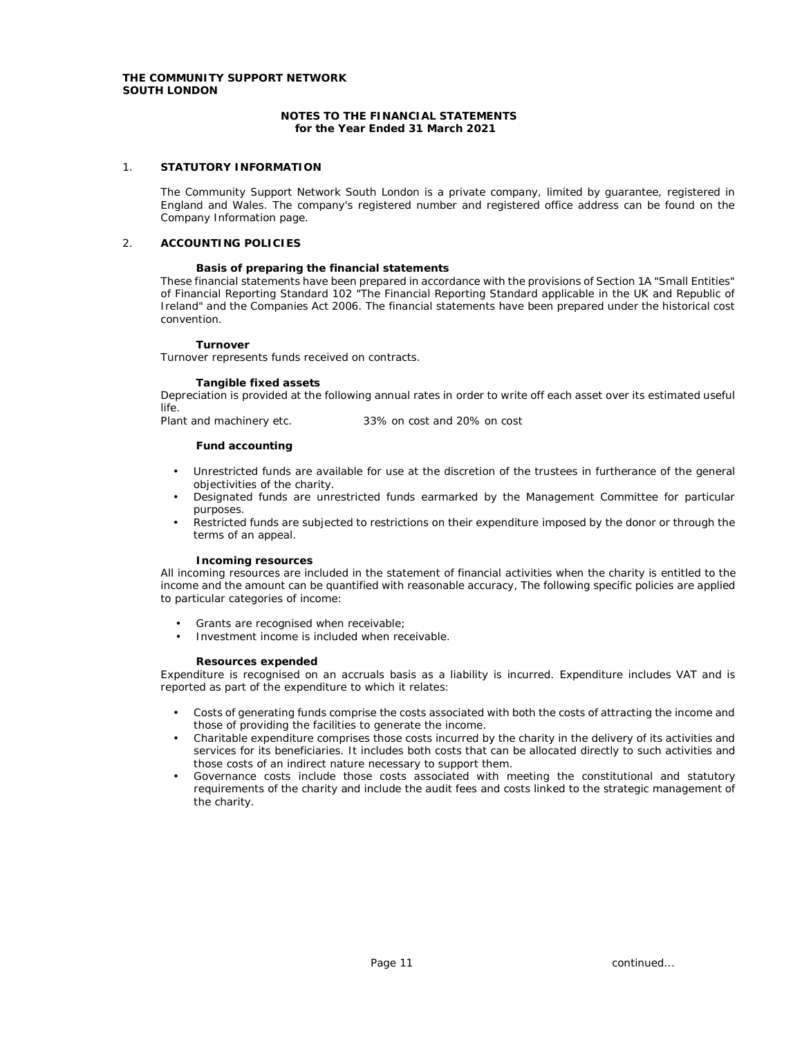**THE COMMUNITY SUPPORT NETWORK SOUTH LONDON**

# NOTES TO THE FINANCIAL STATEMENTS
## for the Year Ended 31 March 2021

### 1. STATUTORY INFORMATION

The Community Support Network South London is a private company, limited by guarantee, registered in England and Wales. The company's registered number and registered office address can be found on the Company Information page.

### 2. ACCOUNTING POLICIES

**Basis of preparing the financial statements**

These financial statements have been prepared in accordance with the provisions of Section 1A "Small Entities" of Financial Reporting Standard 102 "The Financial Reporting Standard applicable in the UK and Republic of Ireland" and the Companies Act 2006. The financial statements have been prepared under the historical cost convention.

**Turnover**

Turnover represents funds received on contracts.

**Tangible fixed assets**

Depreciation is provided at the following annual rates in order to write off each asset over its estimated useful life.

Plant and machinery etc. - 33% on cost and 20% on cost

**Fund accounting**

- Unrestricted funds are available for use at the discretion of the trustees in furtherance of the general objectivities of the charity.
- Designated funds are unrestricted funds earmarked by the Management Committee for particular purposes.
- Restricted funds are subjected to restrictions on their expenditure imposed by the donor or through the terms of an appeal.

**Incoming resources**

All incoming resources are included in the statement of financial activities when the charity is entitled to the income and the amount can be quantified with reasonable accuracy, The following specific policies are applied to particular categories of income:

- Grants are recognised when receivable;
- Investment income is included when receivable.

**Resources expended**

Expenditure is recognised on an accruals basis as a liability is incurred. Expenditure includes VAT and is reported as part of the expenditure to which it relates:

- Costs of generating funds comprise the costs associated with both the costs of attracting the income and those of providing the facilities to generate the income.
- Charitable expenditure comprises those costs incurred by the charity in the delivery of its activities and services for its beneficiaries. It includes both costs that can be allocated directly to such activities and those costs of an indirect nature necessary to support them.
- Governance costs include those costs associated with meeting the constitutional and statutory requirements of the charity and include the audit fees and costs linked to the strategic management of the charity.

continued...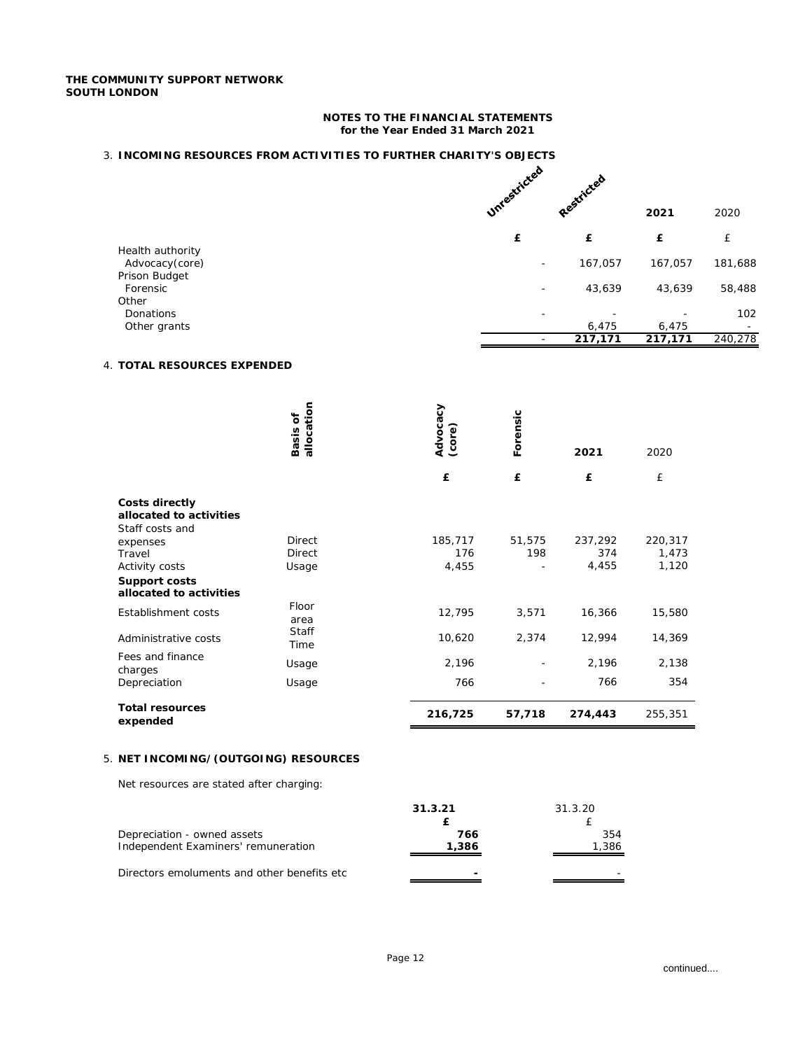THE COMMUNITY SUPPORT NETWORK
SOUTH LONDON

## NOTES TO THE FINANCIAL STATEMENTS
### for the Year Ended 31 March 2021

## 3. INCOMING RESOURCES FROM ACTIVITIES TO FURTHER CHARITY'S OBJECTS

| | Unrestricted | Restricted | 2021 | 2020 |
|---|---|---|---|---|
| | £ | £ | £ | £ |
| Health authority | | | | |
| Advocacy(core) | - | 167,057 | 167,057 | 181,688 |
| Prison Budget | | | | |
| Forensic | - | 43,639 | 43,639 | 58,488 |
| Other | | | | |
| Donations | - | - | - | 102 |
| Other grants | | 6,475 | 6,475 | - |
| | - | 217,171 | 217,171 | 240,278 |

## 4. TOTAL RESOURCES EXPENDED

| | Basis of allocation | Advocacy (core) | Forensic | 2021 | 2020 |
|---|---|---|---|---|---|
| | | £ | £ | £ | £ |
| **Costs directly allocated to activities** | | | | | |
| Staff costs and expenses | Direct | 185,717 | 51,575 | 237,292 | 220,317 |
| Travel | Direct | 176 | 198 | 374 | 1,473 |
| Activity costs | Usage | 4,455 | - | 4,455 | 1,120 |
| **Support costs allocated to activities** | | | | | |
| Establishment costs | Floor area | 12,795 | 3,571 | 16,366 | 15,580 |
| Administrative costs | Staff Time | 10,620 | 2,374 | 12,994 | 14,369 |
| Fees and finance charges | Usage | 2,196 | - | 2,196 | 2,138 |
| Depreciation | Usage | 766 | - | 766 | 354 |
| **Total resources expended** | | **216,725** | **57,718** | **274,443** | 255,351 |

## 5. NET INCOMING/(OUTGOING) RESOURCES

Net resources are stated after charging:

| | 31.3.21 | 31.3.20 |
|---|---|---|
| | £ | £ |
| Depreciation - owned assets | **766** | 354 |
| Independent Examiners' remuneration | **1,386** | 1,386 |
| Directors emoluments and other benefits etc | **-** | - |

continued....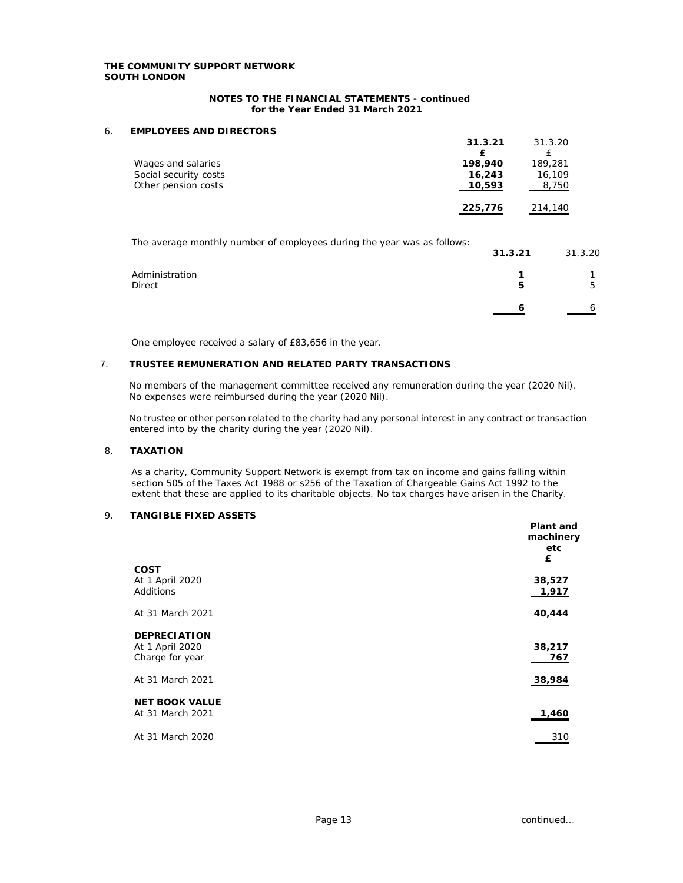**THE COMMUNITY SUPPORT NETWORK**
**SOUTH LONDON**

**NOTES TO THE FINANCIAL STATEMENTS - continued**
**for the Year Ended 31 March 2021**

## 6. EMPLOYEES AND DIRECTORS

| | 31.3.21 | 31.3.20 |
|---|---|---|
| | £ | £ |
| Wages and salaries | 198,940 | 189,281 |
| Social security costs | 16,243 | 16,109 |
| Other pension costs | 10,593 | 8,750 |
| | 225,776 | 214,140 |

The average monthly number of employees during the year was as follows:

| | 31.3.21 | 31.3.20 |
|---|---|---|
| Administration | 1 | 1 |
| Direct | 5 | 5 |
| | 6 | 6 |

One employee received a salary of £83,656 in the year.

## 7. TRUSTEE REMUNERATION AND RELATED PARTY TRANSACTIONS

No members of the management committee received any remuneration during the year (2020 Nil). No expenses were reimbursed during the year (2020 Nil).

No trustee or other person related to the charity had any personal interest in any contract or transaction entered into by the charity during the year (2020 Nil).

## 8. TAXATION

As a charity, Community Support Network is exempt from tax on income and gains falling within section 505 of the Taxes Act 1988 or s256 of the Taxation of Chargeable Gains Act 1992 to the extent that these are applied to its charitable objects. No tax charges have arisen in the Charity.

## 9. TANGIBLE FIXED ASSETS

| | Plant and machinery etc |
|---|---|
| | £ |
| **COST** | |
| At 1 April 2020 | 38,527 |
| Additions | 1,917 |
| At 31 March 2021 | 40,444 |
| **DEPRECIATION** | |
| At 1 April 2020 | 38,217 |
| Charge for year | 767 |
| At 31 March 2021 | 38,984 |
| **NET BOOK VALUE** | |
| At 31 March 2021 | 1,460 |
| At 31 March 2020 | 310 |

continued...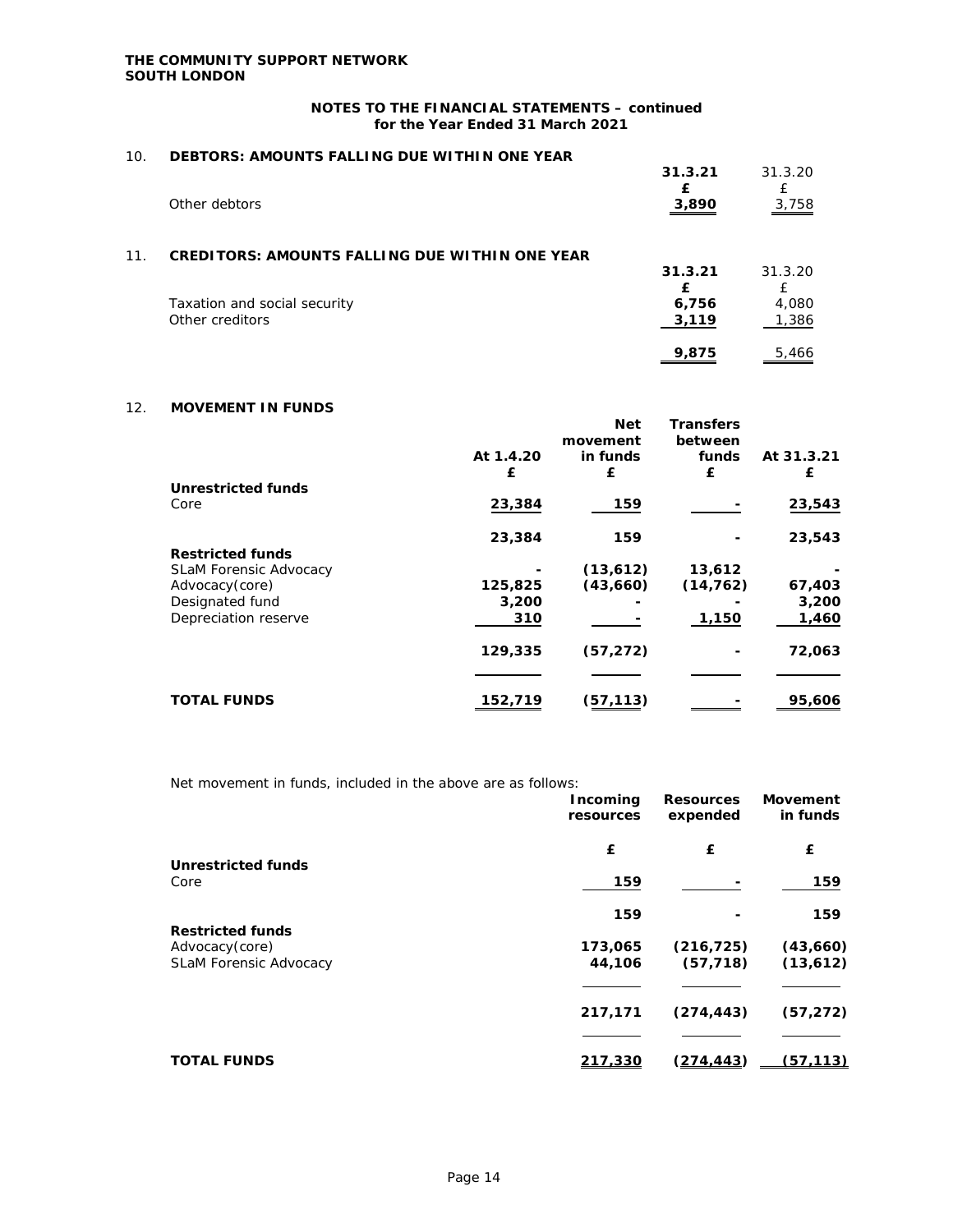**THE COMMUNITY SUPPORT NETWORK**
**SOUTH LONDON**

**NOTES TO THE FINANCIAL STATEMENTS – continued**
**for the Year Ended 31 March 2021**

## 10. DEBTORS: AMOUNTS FALLING DUE WITHIN ONE YEAR

| | 31.3.21 | 31.3.20 |
|---|---|---|
| | £ | £ |
| Other debtors | 3,890 | 3,758 |

## 11. CREDITORS: AMOUNTS FALLING DUE WITHIN ONE YEAR

| | 31.3.21 | 31.3.20 |
|---|---|---|
| | £ | £ |
| Taxation and social security | 6,756 | 4,080 |
| Other creditors | 3,119 | 1,386 |
| | 9,875 | 5,466 |

## 12. MOVEMENT IN FUNDS

| | At 1.4.20 | Net movement in funds | Transfers between funds | At 31.3.21 |
|---|---|---|---|---|
| | £ | £ | £ | £ |
| **Unrestricted funds** | | | | |
| Core | 23,384 | 159 | - | 23,543 |
| | 23,384 | 159 | - | 23,543 |
| **Restricted funds** | | | | |
| SLaM Forensic Advocacy | - | (13,612) | 13,612 | - |
| Advocacy(core) | 125,825 | (43,660) | (14,762) | 67,403 |
| Designated fund | 3,200 | - | - | 3,200 |
| Depreciation reserve | 310 | - | 1,150 | 1,460 |
| | 129,335 | (57,272) | - | 72,063 |
| **TOTAL FUNDS** | 152,719 | (57,113) | - | 95,606 |

Net movement in funds, included in the above are as follows:

| | Incoming resources | Resources expended | Movement in funds |
|---|---|---|---|
| | £ | £ | £ |
| **Unrestricted funds** | | | |
| Core | 159 | - | 159 |
| | 159 | - | 159 |
| **Restricted funds** | | | |
| Advocacy(core) | 173,065 | (216,725) | (43,660) |
| SLaM Forensic Advocacy | 44,106 | (57,718) | (13,612) |
| | 217,171 | (274,443) | (57,272) |
| **TOTAL FUNDS** | 217,330 | (274,443) | (57,113) |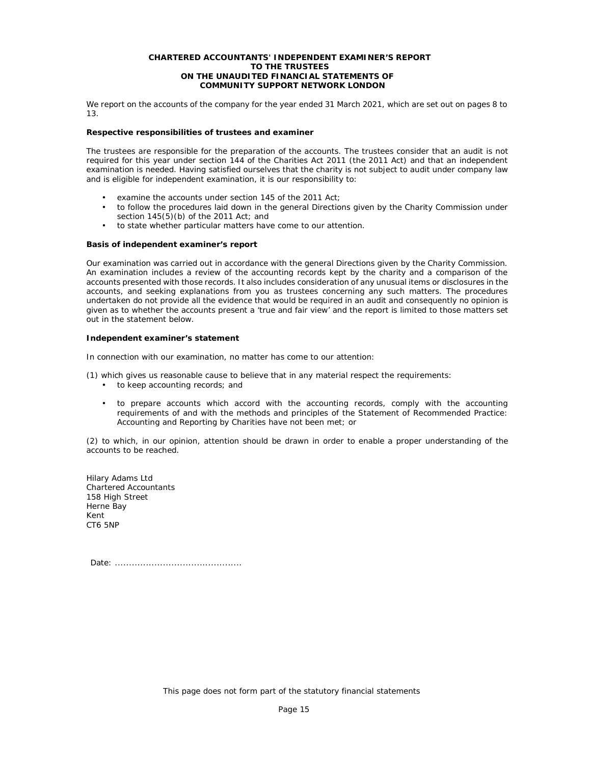# CHARTERED ACCOUNTANTS' INDEPENDENT EXAMINER'S REPORT TO THE TRUSTEES ON THE UNAUDITED FINANCIAL STATEMENTS OF COMMUNITY SUPPORT NETWORK LONDON

We report on the accounts of the company for the year ended 31 March 2021, which are set out on pages 8 to 13.

**Respective responsibilities of trustees and examiner**

The trustees are responsible for the preparation of the accounts. The trustees consider that an audit is not required for this year under section 144 of the Charities Act 2011 (the 2011 Act) and that an independent examination is needed. Having satisfied ourselves that the charity is not subject to audit under company law and is eligible for independent examination, it is our responsibility to:

- examine the accounts under section 145 of the 2011 Act;
- to follow the procedures laid down in the general Directions given by the Charity Commission under section 145(5)(b) of the 2011 Act; and
- to state whether particular matters have come to our attention.

**Basis of independent examiner's report**

Our examination was carried out in accordance with the general Directions given by the Charity Commission. An examination includes a review of the accounting records kept by the charity and a comparison of the accounts presented with those records. It also includes consideration of any unusual items or disclosures in the accounts, and seeking explanations from you as trustees concerning any such matters. The procedures undertaken do not provide all the evidence that would be required in an audit and consequently no opinion is given as to whether the accounts present a 'true and fair view' and the report is limited to those matters set out in the statement below.

**Independent examiner's statement**

In connection with our examination, no matter has come to our attention:

(1) which gives us reasonable cause to believe that in any material respect the requirements:

- to keep accounting records; and
- to prepare accounts which accord with the accounting records, comply with the accounting requirements of and with the methods and principles of the Statement of Recommended Practice: Accounting and Reporting by Charities have not been met; or

(2) to which, in our opinion, attention should be drawn in order to enable a proper understanding of the accounts to be reached.

Hilary Adams Ltd
Chartered Accountants
158 High Street
Herne Bay
Kent
CT6 5NP

Date: ............................................

This page does not form part of the statutory financial statements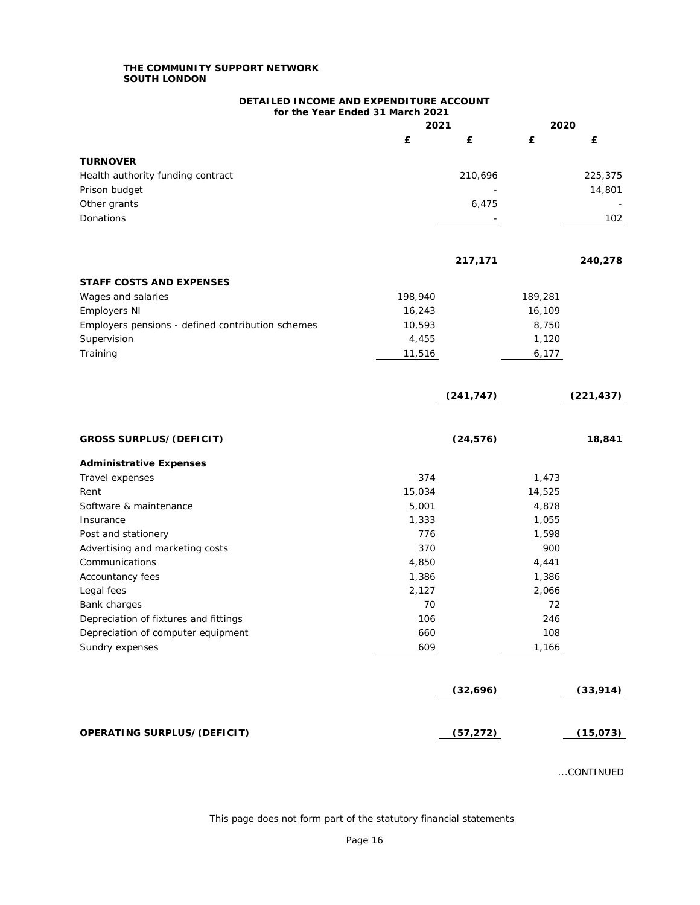**THE COMMUNITY SUPPORT NETWORK**
**SOUTH LONDON**

## DETAILED INCOME AND EXPENDITURE ACCOUNT
**for the Year Ended 31 March 2021**

| | 2021 | | 2020 | |
|---|---|---|---|---|
| | £ | £ | £ | £ |
| **TURNOVER** | | | | |
| Health authority funding contract | | 210,696 | | 225,375 |
| Prison budget | | - | | 14,801 |
| Other grants | | 6,475 | | - |
| Donations | | - | | 102 |
| | | **217,171** | | **240,278** |
| **STAFF COSTS AND EXPENSES** | | | | |
| Wages and salaries | 198,940 | | 189,281 | |
| Employers NI | 16,243 | | 16,109 | |
| Employers pensions - defined contribution schemes | 10,593 | | 8,750 | |
| Supervision | 4,455 | | 1,120 | |
| Training | 11,516 | | 6,177 | |
| | | **(241,747)** | | **(221,437)** |
| **GROSS SURPLUS/(DEFICIT)** | | **(24,576)** | | **18,841** |
| **Administrative Expenses** | | | | |
| Travel expenses | 374 | | 1,473 | |
| Rent | 15,034 | | 14,525 | |
| Software & maintenance | 5,001 | | 4,878 | |
| Insurance | 1,333 | | 1,055 | |
| Post and stationery | 776 | | 1,598 | |
| Advertising and marketing costs | 370 | | 900 | |
| Communications | 4,850 | | 4,441 | |
| Accountancy fees | 1,386 | | 1,386 | |
| Legal fees | 2,127 | | 2,066 | |
| Bank charges | 70 | | 72 | |
| Depreciation of fixtures and fittings | 106 | | 246 | |
| Depreciation of computer equipment | 660 | | 108 | |
| Sundry expenses | 609 | | 1,166 | |
| | | **(32,696)** | | **(33,914)** |
| **OPERATING SURPLUS/(DEFICIT)** | | **(57,272)** | | **(15,073)** |

...CONTINUED

This page does not form part of the statutory financial statements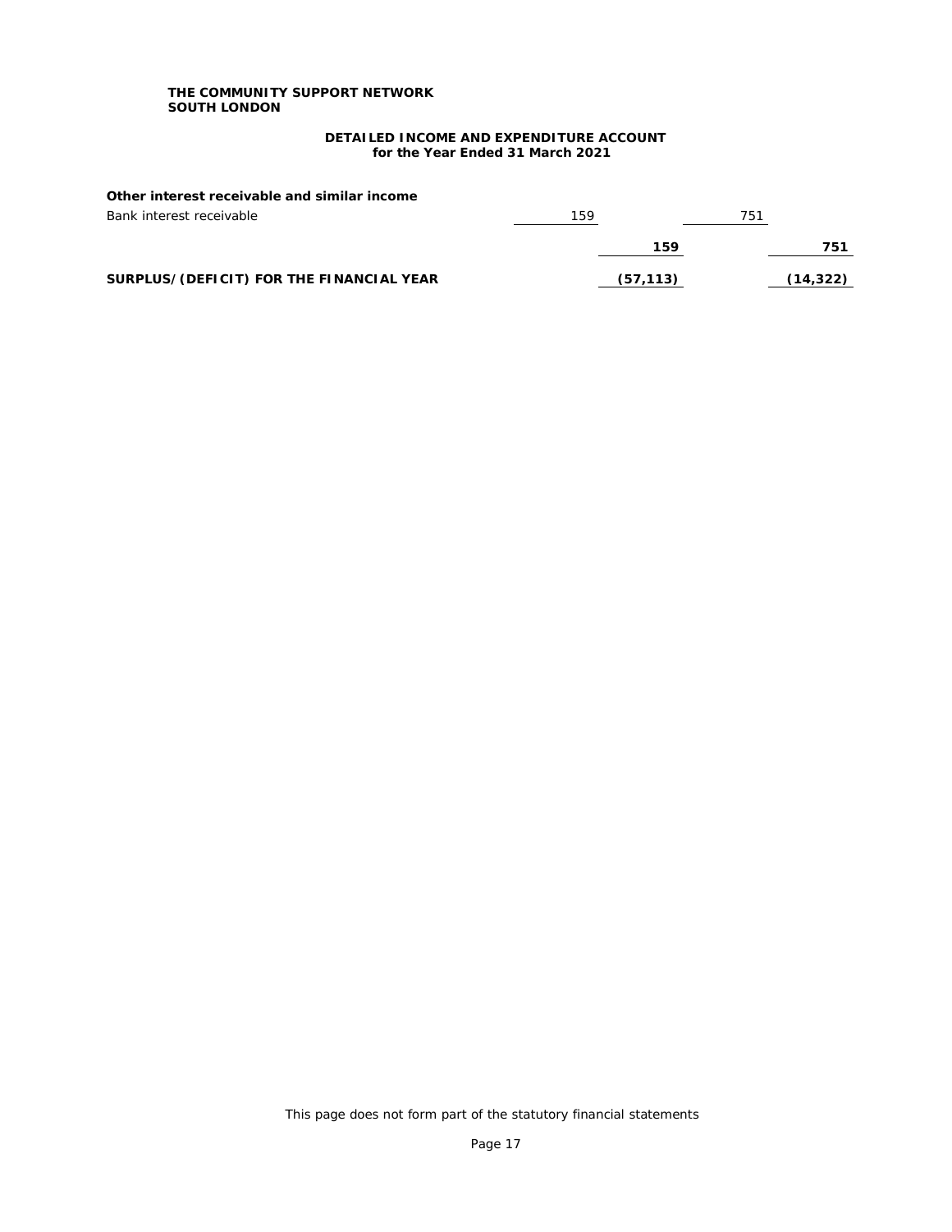**THE COMMUNITY SUPPORT NETWORK**
**SOUTH LONDON**

**DETAILED INCOME AND EXPENDITURE ACCOUNT**
**for the Year Ended 31 March 2021**

| | | | | |
|---|---|---|---|---|
| **Other interest receivable and similar income** | | | | |
| Bank interest receivable | 159 | | 751 | |
| | | **159** | | **751** |
| **SURPLUS/(DEFICIT) FOR THE FINANCIAL YEAR** | | **(57,113)** | | **(14,322)** |

This page does not form part of the statutory financial statements